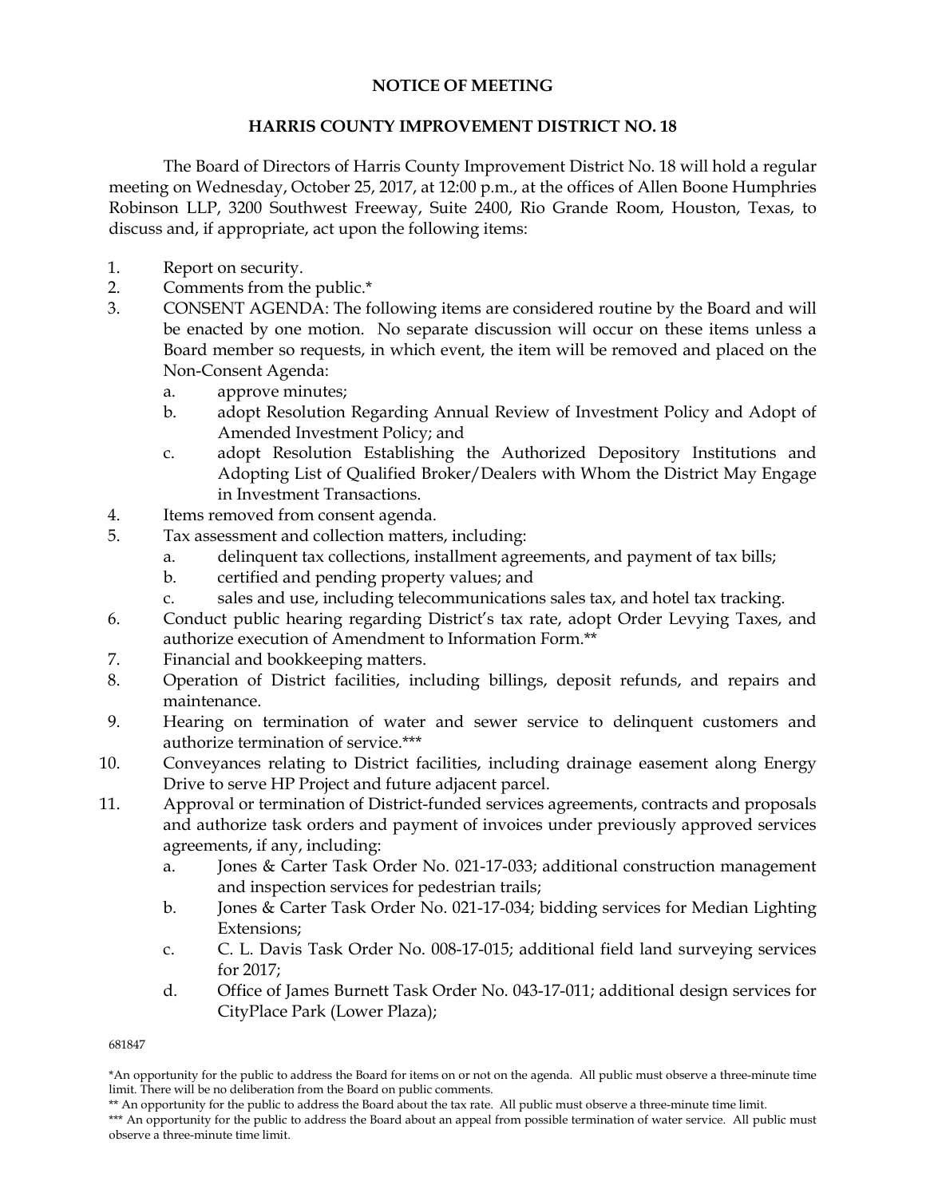**NOTICE OF MEETING**

**HARRIS COUNTY IMPROVEMENT DISTRICT NO. 18**

The Board of Directors of Harris County Improvement District No. 18 will hold a regular meeting on Wednesday, October 25, 2017, at 12:00 p.m., at the offices of Allen Boone Humphries Robinson LLP, 3200 Southwest Freeway, Suite 2400, Rio Grande Room, Houston, Texas, to discuss and, if appropriate, act upon the following items:

1. Report on security.
2. Comments from the public.*
3. CONSENT AGENDA: The following items are considered routine by the Board and will be enacted by one motion. No separate discussion will occur on these items unless a Board member so requests, in which event, the item will be removed and placed on the Non-Consent Agenda:
   a. approve minutes;
   b. adopt Resolution Regarding Annual Review of Investment Policy and Adopt of Amended Investment Policy; and
   c. adopt Resolution Establishing the Authorized Depository Institutions and Adopting List of Qualified Broker/Dealers with Whom the District May Engage in Investment Transactions.
4. Items removed from consent agenda.
5. Tax assessment and collection matters, including:
   a. delinquent tax collections, installment agreements, and payment of tax bills;
   b. certified and pending property values; and
   c. sales and use, including telecommunications sales tax, and hotel tax tracking.
6. Conduct public hearing regarding District's tax rate, adopt Order Levying Taxes, and authorize execution of Amendment to Information Form.**
7. Financial and bookkeeping matters.
8. Operation of District facilities, including billings, deposit refunds, and repairs and maintenance.
9. Hearing on termination of water and sewer service to delinquent customers and authorize termination of service.***
10. Conveyances relating to District facilities, including drainage easement along Energy Drive to serve HP Project and future adjacent parcel.
11. Approval or termination of District-funded services agreements, contracts and proposals and authorize task orders and payment of invoices under previously approved services agreements, if any, including:
    a. Jones & Carter Task Order No. 021-17-033; additional construction management and inspection services for pedestrian trails;
    b. Jones & Carter Task Order No. 021-17-034; bidding services for Median Lighting Extensions;
    c. C. L. Davis Task Order No. 008-17-015; additional field land surveying services for 2017;
    d. Office of James Burnett Task Order No. 043-17-011; additional design services for CityPlace Park (Lower Plaza);

681847

*An opportunity for the public to address the Board for items on or not on the agenda. All public must observe a three-minute time limit. There will be no deliberation from the Board on public comments.

** An opportunity for the public to address the Board about the tax rate. All public must observe a three-minute time limit.

*** An opportunity for the public to address the Board about an appeal from possible termination of water service. All public must observe a three-minute time limit.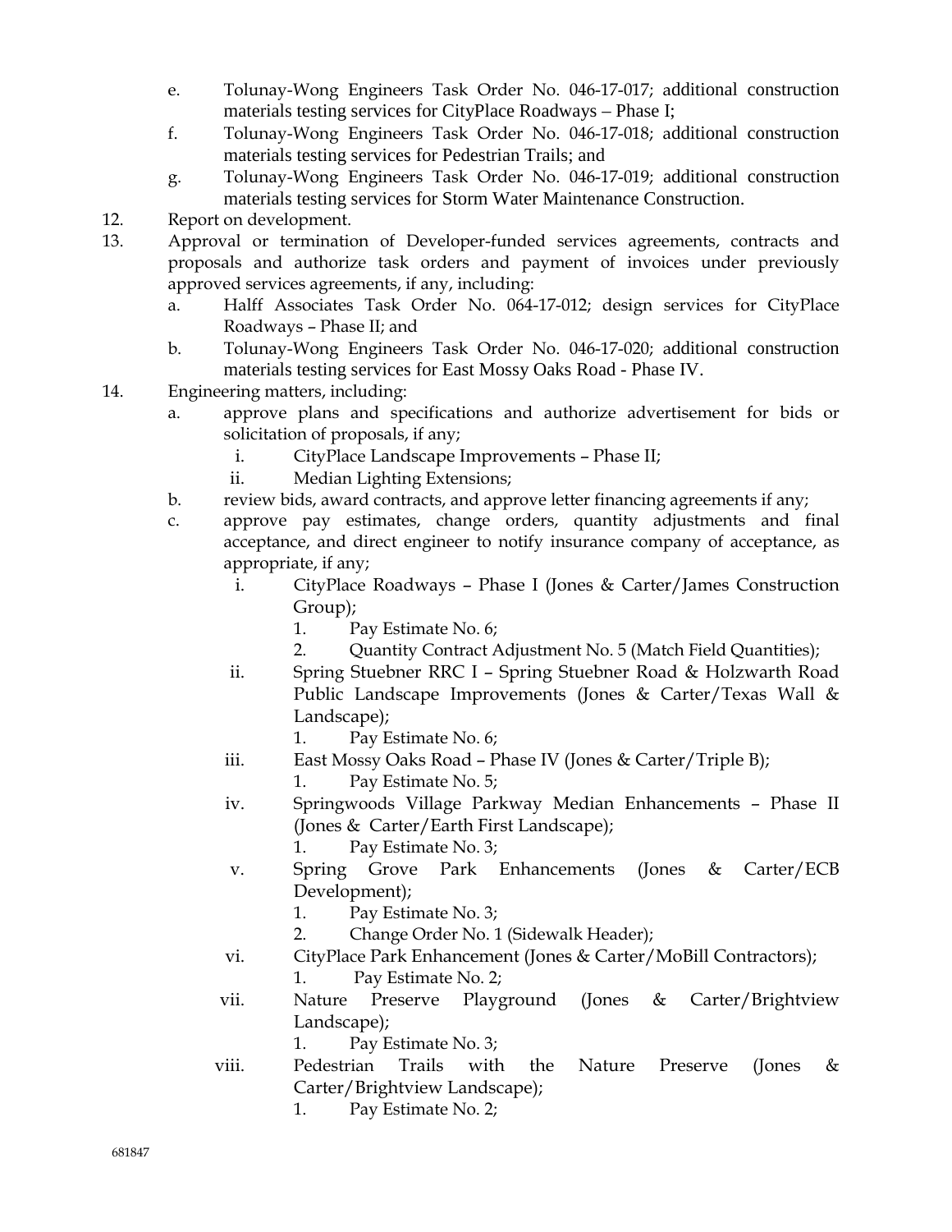e. Tolunay-Wong Engineers Task Order No. 046-17-017; additional construction materials testing services for CityPlace Roadways – Phase I;
   f. Tolunay-Wong Engineers Task Order No. 046-17-018; additional construction materials testing services for Pedestrian Trails; and
   g. Tolunay-Wong Engineers Task Order No. 046-17-019; additional construction materials testing services for Storm Water Maintenance Construction.

12. Report on development.
13. Approval or termination of Developer-funded services agreements, contracts and proposals and authorize task orders and payment of invoices under previously approved services agreements, if any, including:
    a. Halff Associates Task Order No. 064-17-012; design services for CityPlace Roadways – Phase II; and
    b. Tolunay-Wong Engineers Task Order No. 046-17-020; additional construction materials testing services for East Mossy Oaks Road - Phase IV.
14. Engineering matters, including:
    a. approve plans and specifications and authorize advertisement for bids or solicitation of proposals, if any;
       i. CityPlace Landscape Improvements – Phase II;
       ii. Median Lighting Extensions;
    b. review bids, award contracts, and approve letter financing agreements if any;
    c. approve pay estimates, change orders, quantity adjustments and final acceptance, and direct engineer to notify insurance company of acceptance, as appropriate, if any;
       i. CityPlace Roadways – Phase I (Jones & Carter/James Construction Group);
          1. Pay Estimate No. 6;
          2. Quantity Contract Adjustment No. 5 (Match Field Quantities);
       ii. Spring Stuebner RRC I – Spring Stuebner Road & Holzwarth Road Public Landscape Improvements (Jones & Carter/Texas Wall & Landscape);
          1. Pay Estimate No. 6;
       iii. East Mossy Oaks Road – Phase IV (Jones & Carter/Triple B);
          1. Pay Estimate No. 5;
       iv. Springwoods Village Parkway Median Enhancements – Phase II (Jones & Carter/Earth First Landscape);
          1. Pay Estimate No. 3;
       v. Spring Grove Park Enhancements (Jones & Carter/ECB Development);
          1. Pay Estimate No. 3;
          2. Change Order No. 1 (Sidewalk Header);
       vi. CityPlace Park Enhancement (Jones & Carter/MoBill Contractors);
          1. Pay Estimate No. 2;
       vii. Nature Preserve Playground (Jones & Carter/Brightview Landscape);
          1. Pay Estimate No. 3;
       viii. Pedestrian Trails with the Nature Preserve (Jones & Carter/Brightview Landscape);
          1. Pay Estimate No. 2;

681847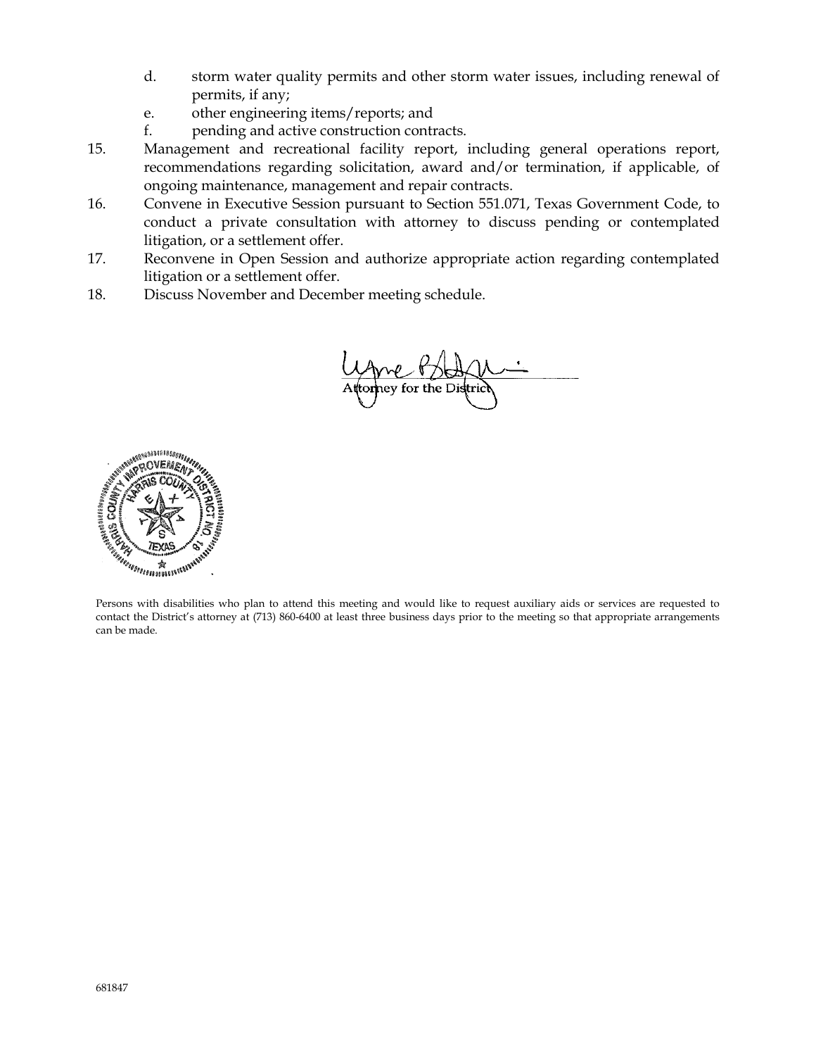d. storm water quality permits and other storm water issues, including renewal of permits, if any;
   e. other engineering items/reports; and
   f. pending and active construction contracts.

15. Management and recreational facility report, including general operations report, recommendations regarding solicitation, award and/or termination, if applicable, of ongoing maintenance, management and repair contracts.
16. Convene in Executive Session pursuant to Section 551.071, Texas Government Code, to conduct a private consultation with attorney to discuss pending or contemplated litigation, or a settlement offer.
17. Reconvene in Open Session and authorize appropriate action regarding contemplated litigation or a settlement offer.
18. Discuss November and December meeting schedule.

Attorney for the District

HARRIS COUNTY IMPROVEMENT DISTRICT NO. 18
HARRIS COUNTY
TEXAS

Persons with disabilities who plan to attend this meeting and would like to request auxiliary aids or services are requested to contact the District's attorney at (713) 860-6400 at least three business days prior to the meeting so that appropriate arrangements can be made.

681847